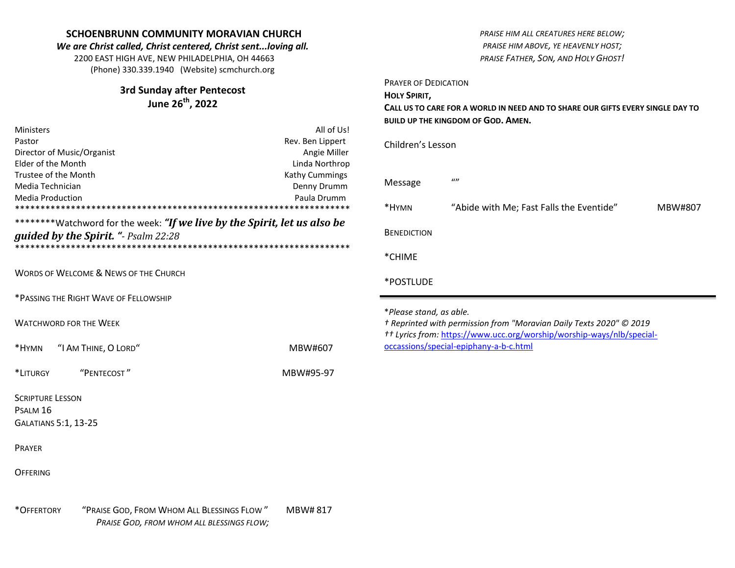# SCHOENBRUNN COMMUNITY MORAVIAN CHURCH

***We are Christ called, Christ centered, Christ sent...loving all.***

2200 EAST HIGH AVE, NEW PHILADELPHIA, OH 44663

(Phone) 330.339.1940 (Website) scmchurch.org

## 3rd Sunday after Pentecost

## June 26th, 2022

| | |
|---|---|
| Ministers | All of Us! |
| Pastor | Rev. Ben Lippert |
| Director of Music/Organist | Angie Miller |
| Elder of the Month | Linda Northrop |
| Trustee of the Month | Kathy Cummings |
| Media Technician | Denny Drumm |
| Media Production | Paula Drumm |

******************************************************************

********Watchword for the week: ***"If we live by the Spirit, let us also be guided by the Spirit. "****- Psalm 22:28*

******************************************************************

WORDS OF WELCOME & NEWS OF THE CHURCH

*PASSING THE RIGHT WAVE OF FELLOWSHIP

WATCHWORD FOR THE WEEK

*HYMN "I AM THINE, O LORD" MBW#607

*LITURGY "PENTECOST" MBW#95-97

SCRIPTURE LESSON

PSALM 16

GALATIANS 5:1, 13-25

PRAYER

OFFERING

*OFFERTORY "PRAISE GOD, FROM WHOM ALL BLESSINGS FLOW" MBW# 817

*PRAISE GOD, FROM WHOM ALL BLESSINGS FLOW;*
*PRAISE HIM ALL CREATURES HERE BELOW;*
*PRAISE HIM ABOVE, YE HEAVENLY HOST;*
*PRAISE FATHER, SON, AND HOLY GHOST!*

PRAYER OF DEDICATION

**HOLY SPIRIT,**
**CALL US TO CARE FOR A WORLD IN NEED AND TO SHARE OUR GIFTS EVERY SINGLE DAY TO BUILD UP THE KINGDOM OF GOD. AMEN.**

Children's Lesson

Message ""

*HYMN "Abide with Me; Fast Falls the Eventide" MBW#807

BENEDICTION

*CHIME

*POSTLUDE

---

**Please stand, as able.*

*† Reprinted with permission from "Moravian Daily Texts 2020" © 2019*

*†† Lyrics from:* https://www.ucc.org/worship/worship-ways/nlb/special-occassions/special-epiphany-a-b-c.html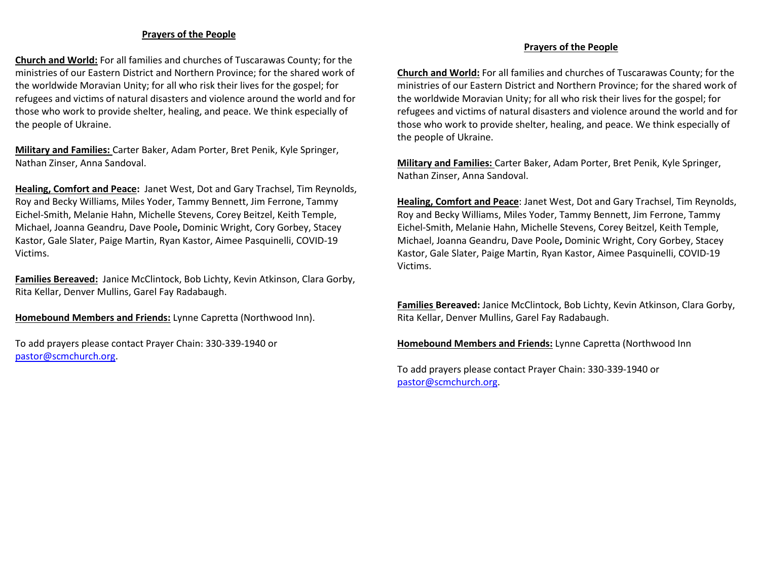## Prayers of the People

**Church and World:** For all families and churches of Tuscarawas County; for the ministries of our Eastern District and Northern Province; for the shared work of the worldwide Moravian Unity; for all who risk their lives for the gospel; for refugees and victims of natural disasters and violence around the world and for those who work to provide shelter, healing, and peace. We think especially of the people of Ukraine.

**Military and Families:** Carter Baker, Adam Porter, Bret Penik, Kyle Springer, Nathan Zinser, Anna Sandoval.

**Healing, Comfort and Peace:** Janet West, Dot and Gary Trachsel, Tim Reynolds, Roy and Becky Williams, Miles Yoder, Tammy Bennett, Jim Ferrone, Tammy Eichel-Smith, Melanie Hahn, Michelle Stevens, Corey Beitzel, Keith Temple, Michael, Joanna Geandru, Dave Poole**,** Dominic Wright, Cory Gorbey, Stacey Kastor, Gale Slater, Paige Martin, Ryan Kastor, Aimee Pasquinelli, COVID-19 Victims.

**Families Bereaved:** Janice McClintock, Bob Lichty, Kevin Atkinson, Clara Gorby, Rita Kellar, Denver Mullins, Garel Fay Radabaugh.

**Homebound Members and Friends:** Lynne Capretta (Northwood Inn).

To add prayers please contact Prayer Chain: 330-339-1940 or pastor@scmchurch.org.

## Prayers of the People

**Church and World:** For all families and churches of Tuscarawas County; for the ministries of our Eastern District and Northern Province; for the shared work of the worldwide Moravian Unity; for all who risk their lives for the gospel; for refugees and victims of natural disasters and violence around the world and for those who work to provide shelter, healing, and peace. We think especially of the people of Ukraine.

**Military and Families:** Carter Baker, Adam Porter, Bret Penik, Kyle Springer, Nathan Zinser, Anna Sandoval.

**Healing, Comfort and Peace**: Janet West, Dot and Gary Trachsel, Tim Reynolds, Roy and Becky Williams, Miles Yoder, Tammy Bennett, Jim Ferrone, Tammy Eichel-Smith, Melanie Hahn, Michelle Stevens, Corey Beitzel, Keith Temple, Michael, Joanna Geandru, Dave Poole**,** Dominic Wright, Cory Gorbey, Stacey Kastor, Gale Slater, Paige Martin, Ryan Kastor, Aimee Pasquinelli, COVID-19 Victims.

**Families Bereaved:** Janice McClintock, Bob Lichty, Kevin Atkinson, Clara Gorby, Rita Kellar, Denver Mullins, Garel Fay Radabaugh.

**Homebound Members and Friends:** Lynne Capretta (Northwood Inn

To add prayers please contact Prayer Chain: 330-339-1940 or pastor@scmchurch.org.